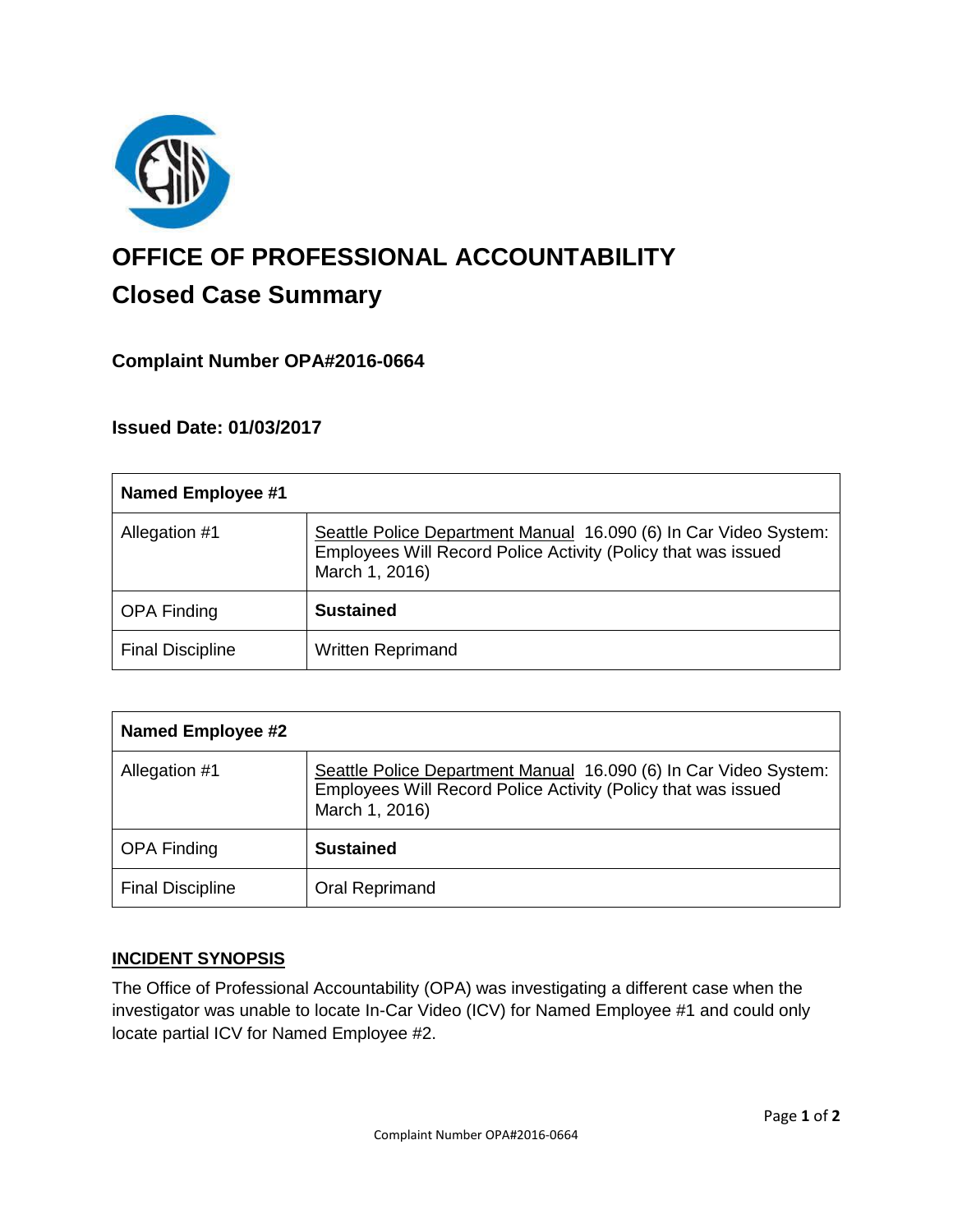# OFFICE OF PROFESSIONAL ACCOUNTABILITY

## Closed Case Summary

### Complaint Number OPA#2016-0664

### Issued Date: 01/03/2017

| Named Employee #1 | |
|---|---|
| Allegation #1 | Seattle Police Department Manual 16.090 (6) In Car Video System: Employees Will Record Police Activity (Policy that was issued March 1, 2016) |
| OPA Finding | **Sustained** |
| Final Discipline | Written Reprimand |

| Named Employee #2 | |
|---|---|
| Allegation #1 | Seattle Police Department Manual 16.090 (6) In Car Video System: Employees Will Record Police Activity (Policy that was issued March 1, 2016) |
| OPA Finding | **Sustained** |
| Final Discipline | Oral Reprimand |

**INCIDENT SYNOPSIS**

The Office of Professional Accountability (OPA) was investigating a different case when the investigator was unable to locate In-Car Video (ICV) for Named Employee #1 and could only locate partial ICV for Named Employee #2.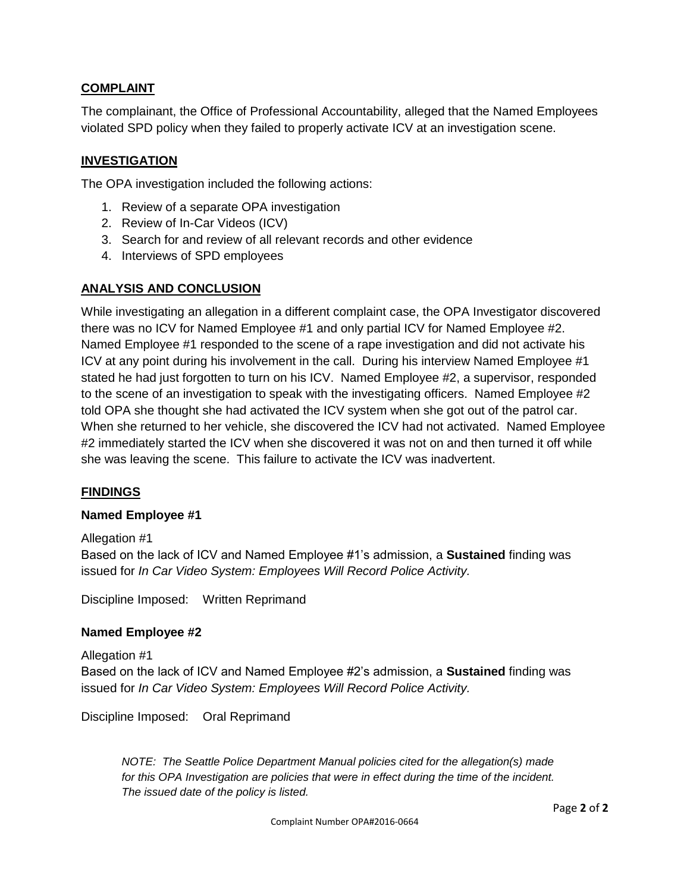## COMPLAINT

The complainant, the Office of Professional Accountability, alleged that the Named Employees violated SPD policy when they failed to properly activate ICV at an investigation scene.

## INVESTIGATION

The OPA investigation included the following actions:

1. Review of a separate OPA investigation
2. Review of In-Car Videos (ICV)
3. Search for and review of all relevant records and other evidence
4. Interviews of SPD employees

## ANALYSIS AND CONCLUSION

While investigating an allegation in a different complaint case, the OPA Investigator discovered there was no ICV for Named Employee #1 and only partial ICV for Named Employee #2. Named Employee #1 responded to the scene of a rape investigation and did not activate his ICV at any point during his involvement in the call. During his interview Named Employee #1 stated he had just forgotten to turn on his ICV. Named Employee #2, a supervisor, responded to the scene of an investigation to speak with the investigating officers. Named Employee #2 told OPA she thought she had activated the ICV system when she got out of the patrol car. When she returned to her vehicle, she discovered the ICV had not activated. Named Employee #2 immediately started the ICV when she discovered it was not on and then turned it off while she was leaving the scene. This failure to activate the ICV was inadvertent.

## FINDINGS

### Named Employee #1

Allegation #1

Based on the lack of ICV and Named Employee #1's admission, a **Sustained** finding was issued for *In Car Video System: Employees Will Record Police Activity.*

Discipline Imposed: Written Reprimand

### Named Employee #2

Allegation #1

Based on the lack of ICV and Named Employee #2's admission, a **Sustained** finding was issued for *In Car Video System: Employees Will Record Police Activity.*

Discipline Imposed: Oral Reprimand

*NOTE: The Seattle Police Department Manual policies cited for the allegation(s) made for this OPA Investigation are policies that were in effect during the time of the incident. The issued date of the policy is listed.*

Complaint Number OPA#2016-0664